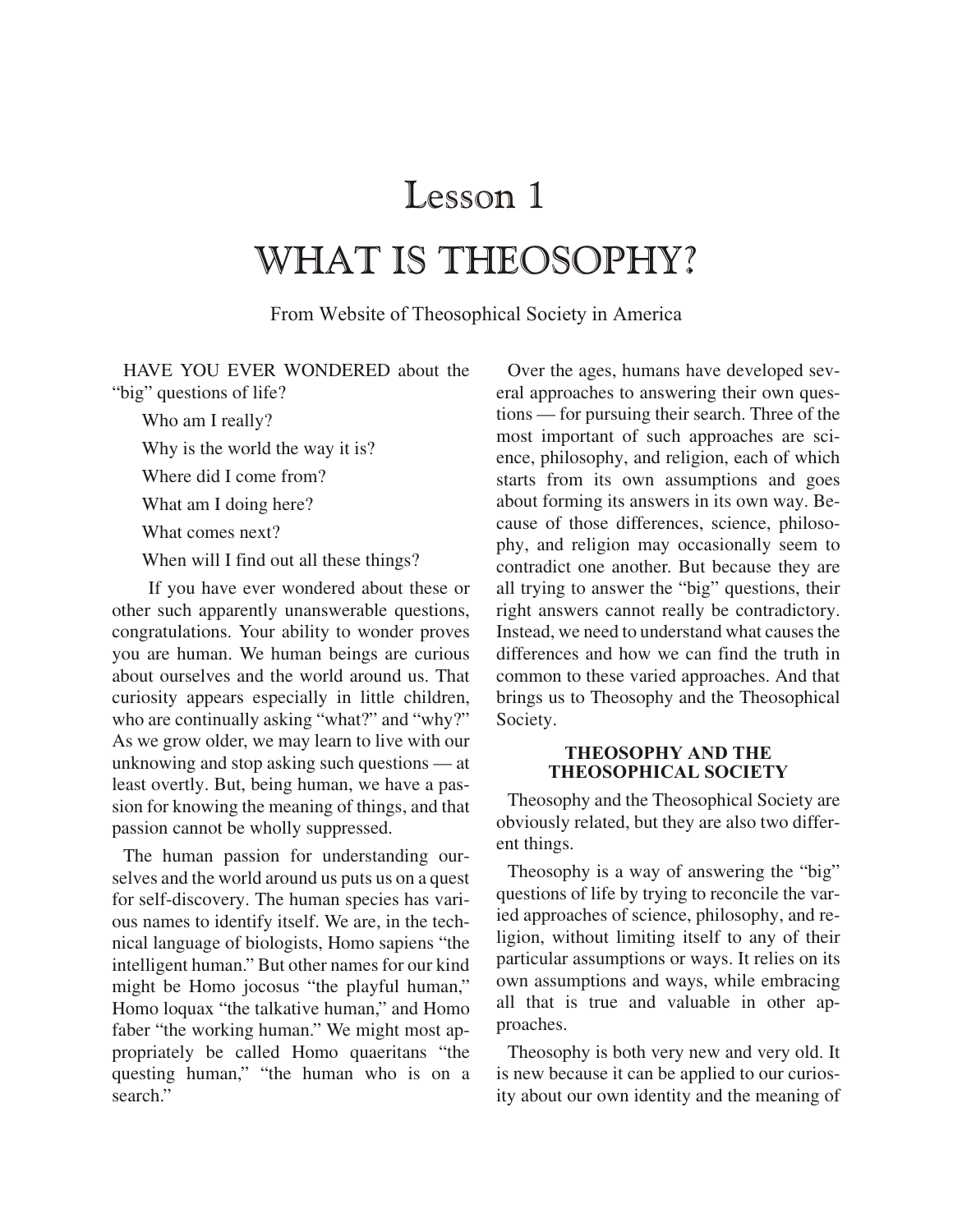# Lesson 1

# WHAT IS THEOSOPHY?

From Website of Theosophical Society in America

HAVE YOU EVER WONDERED about the "big" questions of life?

Who am I really?

Why is the world the way it is?

Where did I come from?

What am I doing here?

What comes next?

When will I find out all these things?

If you have ever wondered about these or other such apparently unanswerable questions, congratulations. Your ability to wonder proves you are human. We human beings are curious about ourselves and the world around us. That curiosity appears especially in little children, who are continually asking "what?" and "why?" As we grow older, we may learn to live with our unknowing and stop asking such questions — at least overtly. But, being human, we have a passion for knowing the meaning of things, and that passion cannot be wholly suppressed.

The human passion for understanding ourselves and the world around us puts us on a quest for self-discovery. The human species has various names to identify itself. We are, in the technical language of biologists, Homo sapiens "the intelligent human." But other names for our kind might be Homo jocosus "the playful human," Homo loquax "the talkative human," and Homo faber "the working human." We might most appropriately be called Homo quaeritans "the questing human," "the human who is on a search."

Over the ages, humans have developed several approaches to answering their own questions — for pursuing their search. Three of the most important of such approaches are science, philosophy, and religion, each of which starts from its own assumptions and goes about forming its answers in its own way. Because of those differences, science, philosophy, and religion may occasionally seem to contradict one another. But because they are all trying to answer the "big" questions, their right answers cannot really be contradictory. Instead, we need to understand what causes the differences and how we can find the truth in common to these varied approaches. And that brings us to Theosophy and the Theosophical Society.

### THEOSOPHY AND THE THEOSOPHICAL SOCIETY

Theosophy and the Theosophical Society are obviously related, but they are also two different things.

Theosophy is a way of answering the "big" questions of life by trying to reconcile the varied approaches of science, philosophy, and religion, without limiting itself to any of their particular assumptions or ways. It relies on its own assumptions and ways, while embracing all that is true and valuable in other approaches.

Theosophy is both very new and very old. It is new because it can be applied to our curiosity about our own identity and the meaning of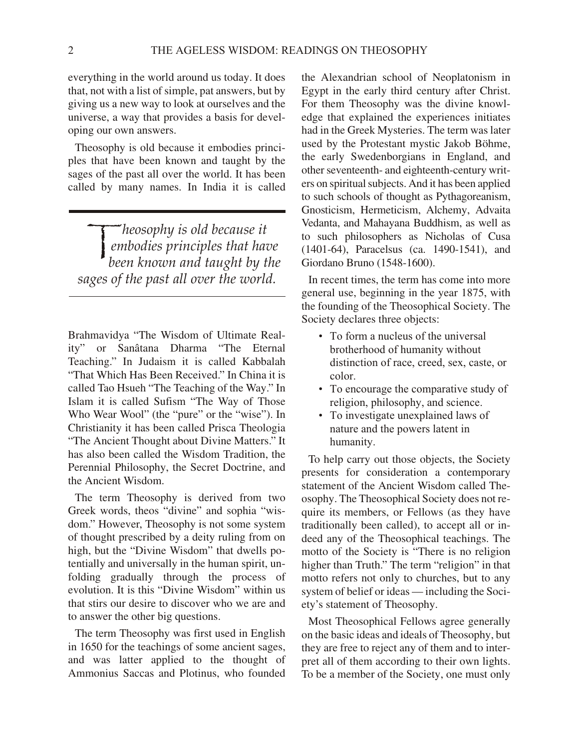everything in the world around us today. It does that, not with a list of simple, pat answers, but by giving us a new way to look at ourselves and the universe, a way that provides a basis for developing our own answers.

Theosophy is old because it embodies principles that have been known and taught by the sages of the past all over the world. It has been called by many names. In India it is called

> *Theosophy is old because it embodies principles that have been known and taught by the sages of the past all over the world.*

Brahmavidya "The Wisdom of Ultimate Reality" or Sanâtana Dharma "The Eternal Teaching." In Judaism it is called Kabbalah "That Which Has Been Received." In China it is called Tao Hsueh "The Teaching of the Way." In Islam it is called Sufism "The Way of Those Who Wear Wool" (the "pure" or the "wise"). In Christianity it has been called Prisca Theologia "The Ancient Thought about Divine Matters." It has also been called the Wisdom Tradition, the Perennial Philosophy, the Secret Doctrine, and the Ancient Wisdom.

The term Theosophy is derived from two Greek words, theos "divine" and sophia "wisdom." However, Theosophy is not some system of thought prescribed by a deity ruling from on high, but the "Divine Wisdom" that dwells potentially and universally in the human spirit, unfolding gradually through the process of evolution. It is this "Divine Wisdom" within us that stirs our desire to discover who we are and to answer the other big questions.

The term Theosophy was first used in English in 1650 for the teachings of some ancient sages, and was latter applied to the thought of Ammonius Saccas and Plotinus, who founded the Alexandrian school of Neoplatonism in Egypt in the early third century after Christ. For them Theosophy was the divine knowledge that explained the experiences initiates had in the Greek Mysteries. The term was later used by the Protestant mystic Jakob Böhme, the early Swedenborgians in England, and other seventeenth- and eighteenth-century writers on spiritual subjects. And it has been applied to such schools of thought as Pythagoreanism, Gnosticism, Hermeticism, Alchemy, Advaita Vedanta, and Mahayana Buddhism, as well as to such philosophers as Nicholas of Cusa (1401-64), Paracelsus (ca. 1490-1541), and Giordano Bruno (1548-1600).

In recent times, the term has come into more general use, beginning in the year 1875, with the founding of the Theosophical Society. The Society declares three objects:

- To form a nucleus of the universal brotherhood of humanity without distinction of race, creed, sex, caste, or color.
- To encourage the comparative study of religion, philosophy, and science.
- To investigate unexplained laws of nature and the powers latent in humanity.

To help carry out those objects, the Society presents for consideration a contemporary statement of the Ancient Wisdom called Theosophy. The Theosophical Society does not require its members, or Fellows (as they have traditionally been called), to accept all or indeed any of the Theosophical teachings. The motto of the Society is "There is no religion higher than Truth." The term "religion" in that motto refers not only to churches, but to any system of belief or ideas — including the Society's statement of Theosophy.

Most Theosophical Fellows agree generally on the basic ideas and ideals of Theosophy, but they are free to reject any of them and to interpret all of them according to their own lights. To be a member of the Society, one must only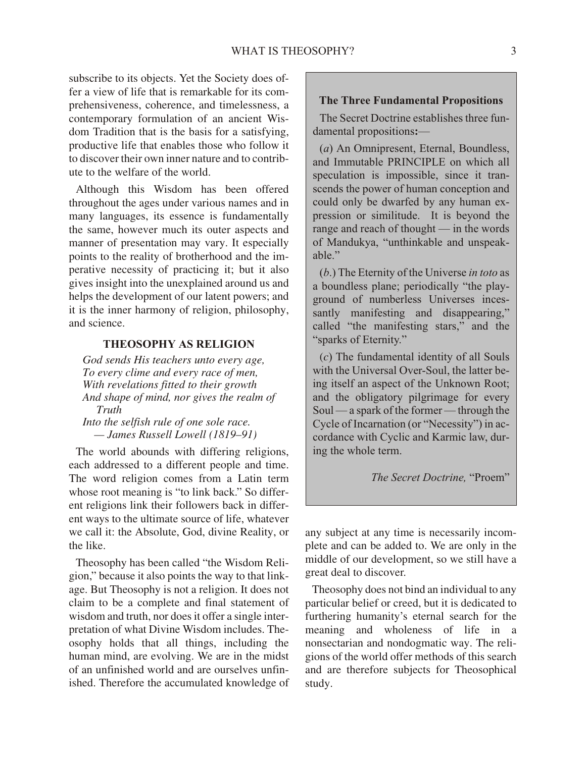subscribe to its objects. Yet the Society does offer a view of life that is remarkable for its comprehensiveness, coherence, and timelessness, a contemporary formulation of an ancient Wisdom Tradition that is the basis for a satisfying, productive life that enables those who follow it to discover their own inner nature and to contribute to the welfare of the world.

Although this Wisdom has been offered throughout the ages under various names and in many languages, its essence is fundamentally the same, however much its outer aspects and manner of presentation may vary. It especially points to the reality of brotherhood and the imperative necessity of practicing it; but it also gives insight into the unexplained around us and helps the development of our latent powers; and it is the inner harmony of religion, philosophy, and science.

## THEOSOPHY AS RELIGION

*God sends His teachers unto every age,*
*To every clime and every race of men,*
*With revelations fitted to their growth*
*And shape of mind, nor gives the realm of Truth*
*Into the selfish rule of one sole race.*
*— James Russell Lowell (1819–91)*

The world abounds with differing religions, each addressed to a different people and time. The word religion comes from a Latin term whose root meaning is "to link back." So different religions link their followers back in different ways to the ultimate source of life, whatever we call it: the Absolute, God, divine Reality, or the like.

Theosophy has been called "the Wisdom Religion," because it also points the way to that linkage. But Theosophy is not a religion. It does not claim to be a complete and final statement of wisdom and truth, nor does it offer a single interpretation of what Divine Wisdom includes. Theosophy holds that all things, including the human mind, are evolving. We are in the midst of an unfinished world and are ourselves unfinished. Therefore the accumulated knowledge of any subject at any time is necessarily incomplete and can be added to. We are only in the middle of our development, so we still have a great deal to discover.

Theosophy does not bind an individual to any particular belief or creed, but it is dedicated to furthering humanity's eternal search for the meaning and wholeness of life in a nonsectarian and nondogmatic way. The religions of the world offer methods of this search and are therefore subjects for Theosophical study.

---

**The Three Fundamental Propositions**

The Secret Doctrine establishes three fundamental propositions:—

(*a*) An Omnipresent, Eternal, Boundless, and Immutable PRINCIPLE on which all speculation is impossible, since it transcends the power of human conception and could only be dwarfed by any human expression or similitude. It is beyond the range and reach of thought — in the words of Mandukya, "unthinkable and unspeakable."

(*b*.) The Eternity of the Universe *in toto* as a boundless plane; periodically "the playground of numberless Universes incessantly manifesting and disappearing," called "the manifesting stars," and the "sparks of Eternity."

(*c*) The fundamental identity of all Souls with the Universal Over-Soul, the latter being itself an aspect of the Unknown Root; and the obligatory pilgrimage for every Soul — a spark of the former — through the Cycle of Incarnation (or "Necessity") in accordance with Cyclic and Karmic law, during the whole term.

*The Secret Doctrine,* "Proem"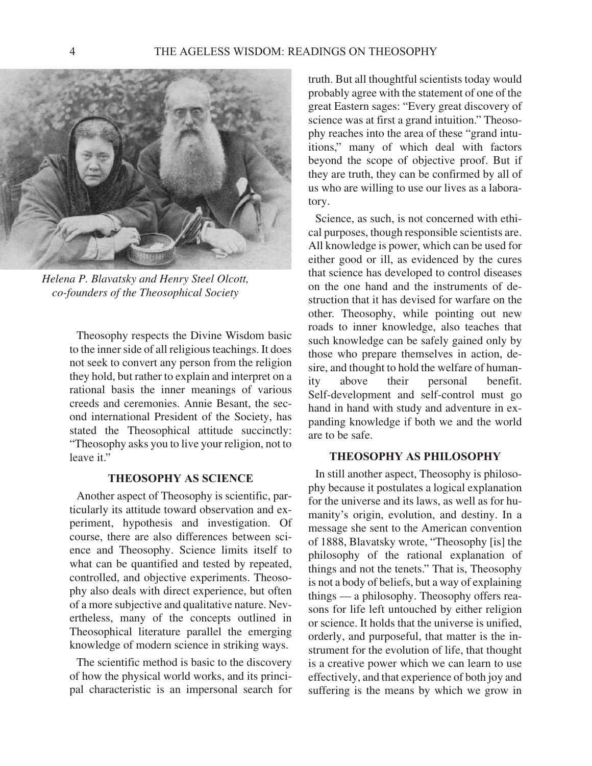*Helena P. Blavatsky and Henry Steel Olcott, co-founders of the Theosophical Society*

Theosophy respects the Divine Wisdom basic to the inner side of all religious teachings. It does not seek to convert any person from the religion they hold, but rather to explain and interpret on a rational basis the inner meanings of various creeds and ceremonies. Annie Besant, the second international President of the Society, has stated the Theosophical attitude succinctly: "Theosophy asks you to live your religion, not to leave it."

## THEOSOPHY AS SCIENCE

Another aspect of Theosophy is scientific, particularly its attitude toward observation and experiment, hypothesis and investigation. Of course, there are also differences between science and Theosophy. Science limits itself to what can be quantified and tested by repeated, controlled, and objective experiments. Theosophy also deals with direct experience, but often of a more subjective and qualitative nature. Nevertheless, many of the concepts outlined in Theosophical literature parallel the emerging knowledge of modern science in striking ways.

The scientific method is basic to the discovery of how the physical world works, and its principal characteristic is an impersonal search for truth. But all thoughtful scientists today would probably agree with the statement of one of the great Eastern sages: "Every great discovery of science was at first a grand intuition." Theosophy reaches into the area of these "grand intuitions," many of which deal with factors beyond the scope of objective proof. But if they are truth, they can be confirmed by all of us who are willing to use our lives as a laboratory.

Science, as such, is not concerned with ethical purposes, though responsible scientists are. All knowledge is power, which can be used for either good or ill, as evidenced by the cures that science has developed to control diseases on the one hand and the instruments of destruction that it has devised for warfare on the other. Theosophy, while pointing out new roads to inner knowledge, also teaches that such knowledge can be safely gained only by those who prepare themselves in action, desire, and thought to hold the welfare of humanity above their personal benefit. Self-development and self-control must go hand in hand with study and adventure in expanding knowledge if both we and the world are to be safe.

## THEOSOPHY AS PHILOSOPHY

In still another aspect, Theosophy is philosophy because it postulates a logical explanation for the universe and its laws, as well as for humanity's origin, evolution, and destiny. In a message she sent to the American convention of 1888, Blavatsky wrote, "Theosophy [is] the philosophy of the rational explanation of things and not the tenets." That is, Theosophy is not a body of beliefs, but a way of explaining things — a philosophy. Theosophy offers reasons for life left untouched by either religion or science. It holds that the universe is unified, orderly, and purposeful, that matter is the instrument for the evolution of life, that thought is a creative power which we can learn to use effectively, and that experience of both joy and suffering is the means by which we grow in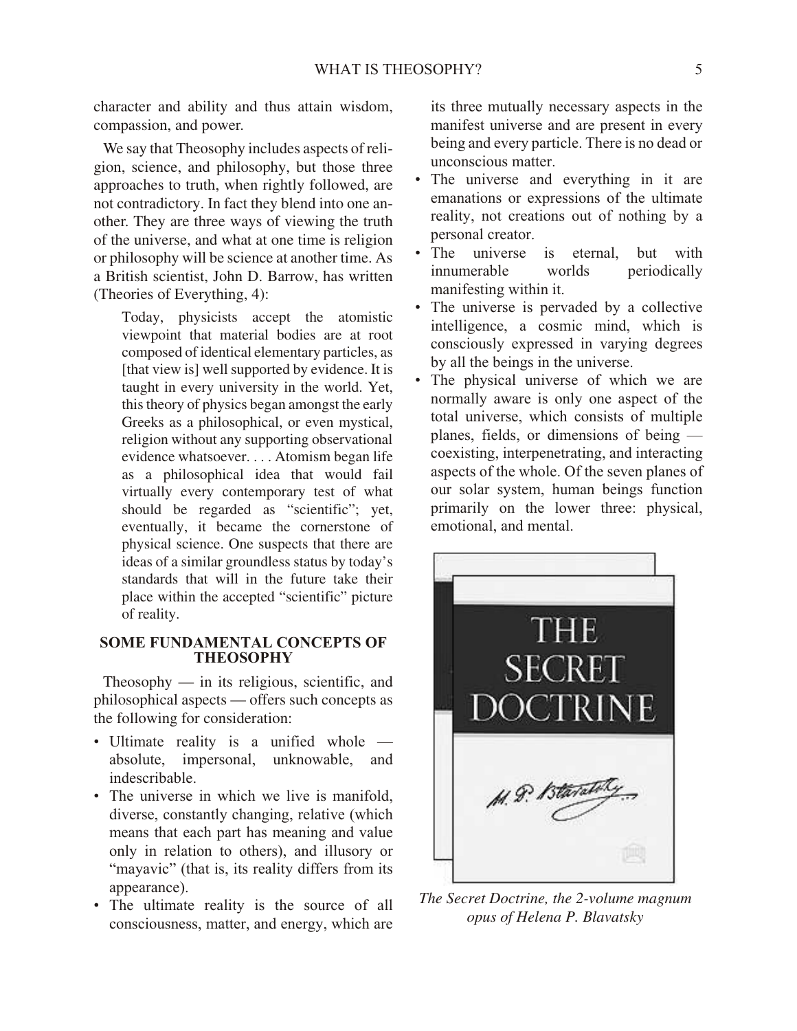character and ability and thus attain wisdom, compassion, and power.

We say that Theosophy includes aspects of religion, science, and philosophy, but those three approaches to truth, when rightly followed, are not contradictory. In fact they blend into one another. They are three ways of viewing the truth of the universe, and what at one time is religion or philosophy will be science at another time. As a British scientist, John D. Barrow, has written (Theories of Everything, 4):

> Today, physicists accept the atomistic viewpoint that material bodies are at root composed of identical elementary particles, as [that view is] well supported by evidence. It is taught in every university in the world. Yet, this theory of physics began amongst the early Greeks as a philosophical, or even mystical, religion without any supporting observational evidence whatsoever. . . . Atomism began life as a philosophical idea that would fail virtually every contemporary test of what should be regarded as "scientific"; yet, eventually, it became the cornerstone of physical science. One suspects that there are ideas of a similar groundless status by today's standards that will in the future take their place within the accepted "scientific" picture of reality.

## SOME FUNDAMENTAL CONCEPTS OF THEOSOPHY

Theosophy — in its religious, scientific, and philosophical aspects — offers such concepts as the following for consideration:

- Ultimate reality is a unified whole — absolute, impersonal, unknowable, and indescribable.
- The universe in which we live is manifold, diverse, constantly changing, relative (which means that each part has meaning and value only in relation to others), and illusory or "mayavic" (that is, its reality differs from its appearance).
- The ultimate reality is the source of all consciousness, matter, and energy, which are its three mutually necessary aspects in the manifest universe and are present in every being and every particle. There is no dead or unconscious matter.
- The universe and everything in it are emanations or expressions of the ultimate reality, not creations out of nothing by a personal creator.
- The universe is eternal, but with innumerable worlds periodically manifesting within it.
- The universe is pervaded by a collective intelligence, a cosmic mind, which is consciously expressed in varying degrees by all the beings in the universe.
- The physical universe of which we are normally aware is only one aspect of the total universe, which consists of multiple planes, fields, or dimensions of being — coexisting, interpenetrating, and interacting aspects of the whole. Of the seven planes of our solar system, human beings function primarily on the lower three: physical, emotional, and mental.

*The Secret Doctrine, the 2-volume magnum opus of Helena P. Blavatsky*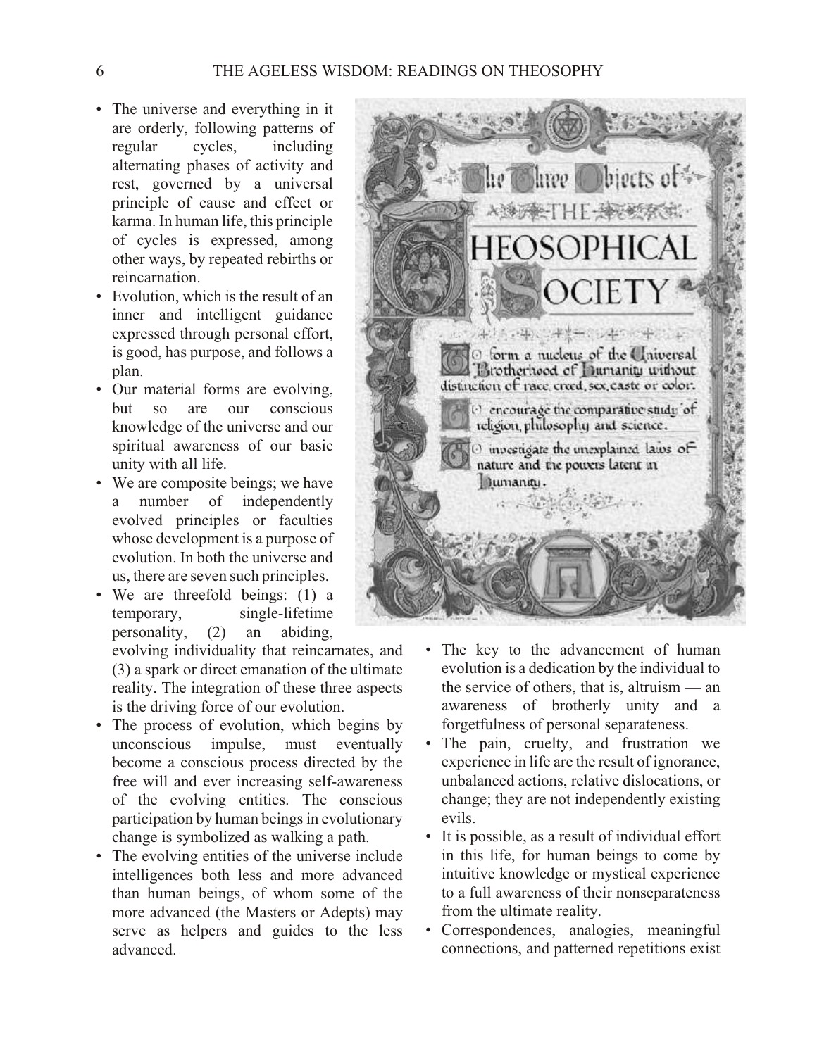- The universe and everything in it are orderly, following patterns of regular cycles, including alternating phases of activity and rest, governed by a universal principle of cause and effect or karma. In human life, this principle of cycles is expressed, among other ways, by repeated rebirths or reincarnation.
- Evolution, which is the result of an inner and intelligent guidance expressed through personal effort, is good, has purpose, and follows a plan.
- Our material forms are evolving, but so are our conscious knowledge of the universe and our spiritual awareness of our basic unity with all life.
- We are composite beings; we have a number of independently evolved principles or faculties whose development is a purpose of evolution. In both the universe and us, there are seven such principles.
- We are threefold beings: (1) a temporary, single-lifetime personality, (2) an abiding, evolving individuality that reincarnates, and (3) a spark or direct emanation of the ultimate reality. The integration of these three aspects is the driving force of our evolution.
- The process of evolution, which begins by unconscious impulse, must eventually become a conscious process directed by the free will and ever increasing self-awareness of the evolving entities. The conscious participation by human beings in evolutionary change is symbolized as walking a path.
- The evolving entities of the universe include intelligences both less and more advanced than human beings, of whom some of the more advanced (the Masters or Adepts) may serve as helpers and guides to the less advanced.
- The key to the advancement of human evolution is a dedication by the individual to the service of others, that is, altruism — an awareness of brotherly unity and a forgetfulness of personal separateness.
- The pain, cruelty, and frustration we experience in life are the result of ignorance, unbalanced actions, relative dislocations, or change; they are not independently existing evils.
- It is possible, as a result of individual effort in this life, for human beings to come by intuitive knowledge or mystical experience to a full awareness of their nonseparateness from the ultimate reality.
- Correspondences, analogies, meaningful connections, and patterned repetitions exist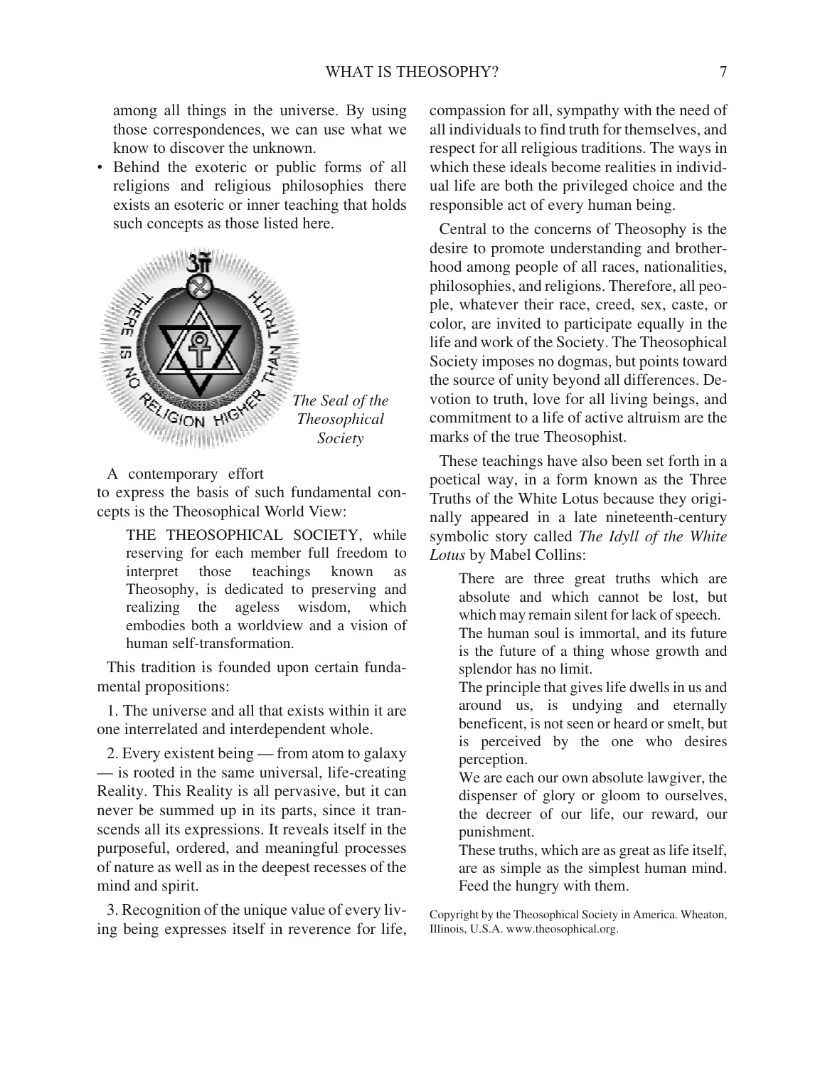among all things in the universe. By using those correspondences, we can use what we know to discover the unknown.

- Behind the exoteric or public forms of all religions and religious philosophies there exists an esoteric or inner teaching that holds such concepts as those listed here.

*The Seal of the Theosophical Society*

A contemporary effort to express the basis of such fundamental concepts is the Theosophical World View:

> THE THEOSOPHICAL SOCIETY, while reserving for each member full freedom to interpret those teachings known as Theosophy, is dedicated to preserving and realizing the ageless wisdom, which embodies both a worldview and a vision of human self-transformation.

This tradition is founded upon certain fundamental propositions:

1. The universe and all that exists within it are one interrelated and interdependent whole.

2. Every existent being — from atom to galaxy — is rooted in the same universal, life-creating Reality. This Reality is all pervasive, but it can never be summed up in its parts, since it transcends all its expressions. It reveals itself in the purposeful, ordered, and meaningful processes of nature as well as in the deepest recesses of the mind and spirit.

3. Recognition of the unique value of every living being expresses itself in reverence for life, compassion for all, sympathy with the need of all individuals to find truth for themselves, and respect for all religious traditions. The ways in which these ideals become realities in individual life are both the privileged choice and the responsible act of every human being.

Central to the concerns of Theosophy is the desire to promote understanding and brotherhood among people of all races, nationalities, philosophies, and religions. Therefore, all people, whatever their race, creed, sex, caste, or color, are invited to participate equally in the life and work of the Society. The Theosophical Society imposes no dogmas, but points toward the source of unity beyond all differences. Devotion to truth, love for all living beings, and commitment to a life of active altruism are the marks of the true Theosophist.

These teachings have also been set forth in a poetical way, in a form known as the Three Truths of the White Lotus because they originally appeared in a late nineteenth-century symbolic story called *The Idyll of the White Lotus* by Mabel Collins:

> There are three great truths which are absolute and which cannot be lost, but which may remain silent for lack of speech.
>
> The human soul is immortal, and its future is the future of a thing whose growth and splendor has no limit.
>
> The principle that gives life dwells in us and around us, is undying and eternally beneficent, is not seen or heard or smelt, but is perceived by the one who desires perception.
>
> We are each our own absolute lawgiver, the dispenser of glory or gloom to ourselves, the decreer of our life, our reward, our punishment.
>
> These truths, which are as great as life itself, are as simple as the simplest human mind. Feed the hungry with them.

Copyright by the Theosophical Society in America. Wheaton, Illinois, U.S.A. www.theosophical.org.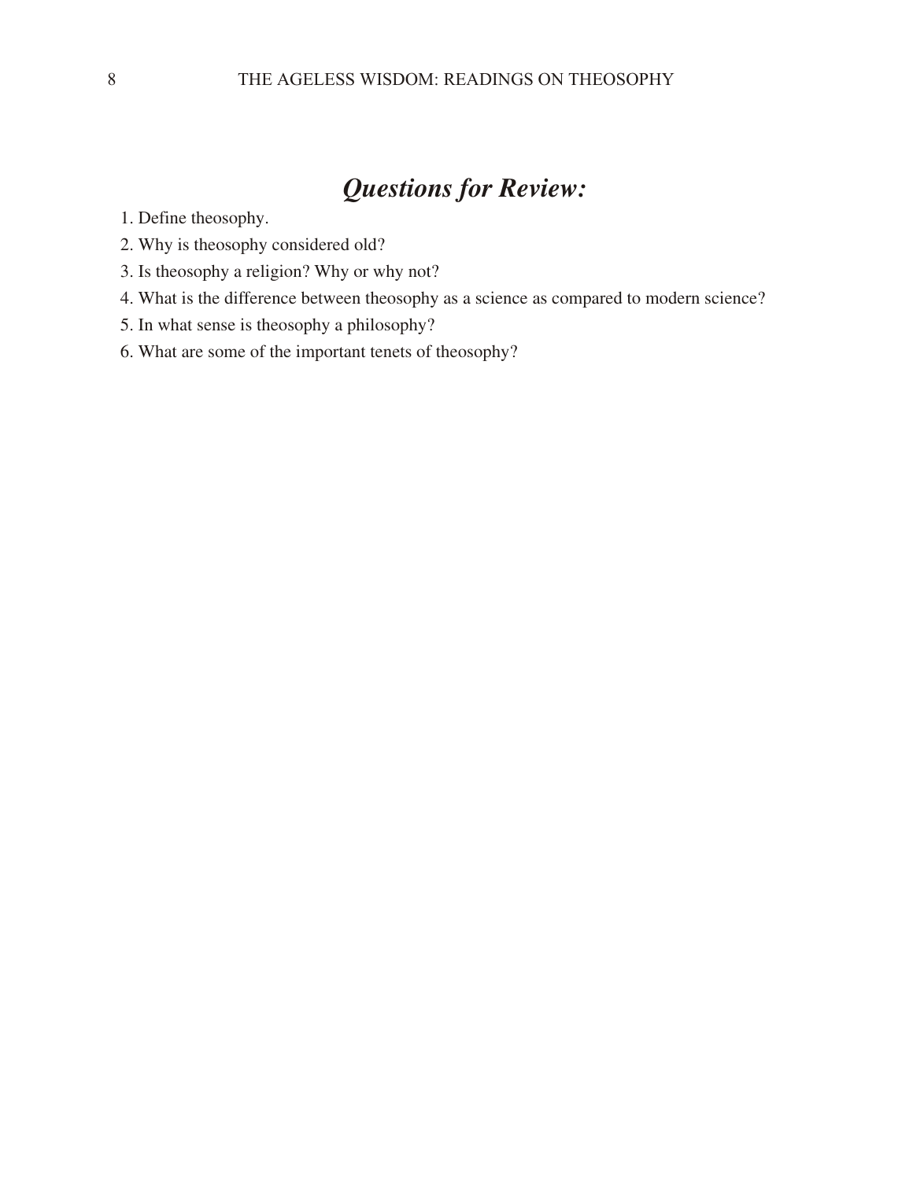## *Questions for Review:*

1. Define theosophy.
2. Why is theosophy considered old?
3. Is theosophy a religion? Why or why not?
4. What is the difference between theosophy as a science as compared to modern science?
5. In what sense is theosophy a philosophy?
6. What are some of the important tenets of theosophy?